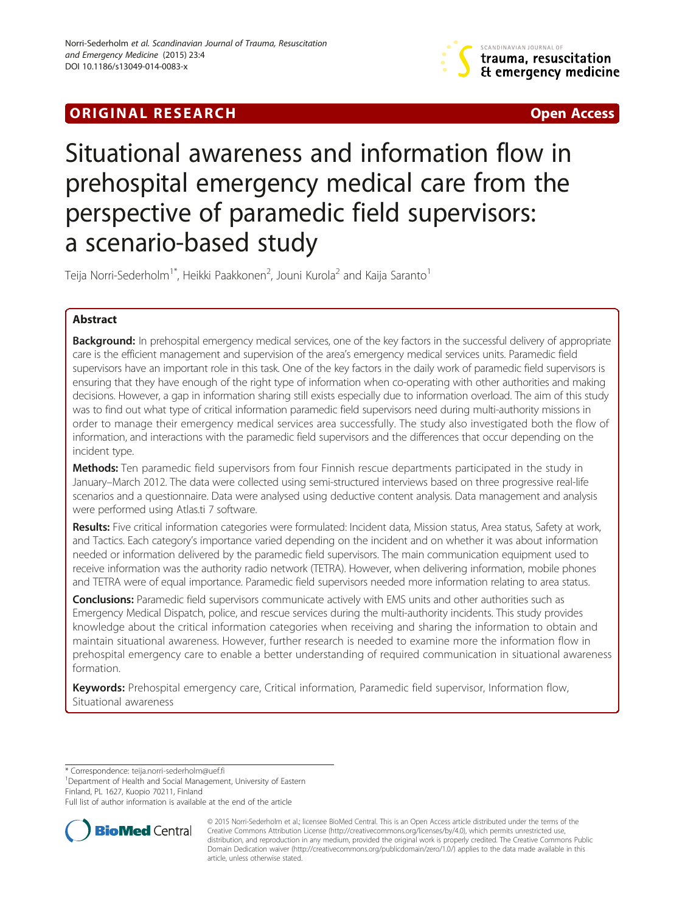ORIGINAL RESEARCH Open Access

# Situational awareness and information flow in prehospital emergency medical care from the perspective of paramedic field supervisors: a scenario-based study

Teija Norri-Sederholm[1*], Heikki Paakkonen[2], Jouni Kurola[2] and Kaija Saranto[1]

## Abstract

**Background:** In prehospital emergency medical services, one of the key factors in the successful delivery of appropriate care is the efficient management and supervision of the area's emergency medical services units. Paramedic field supervisors have an important role in this task. One of the key factors in the daily work of paramedic field supervisors is ensuring that they have enough of the right type of information when co-operating with other authorities and making decisions. However, a gap in information sharing still exists especially due to information overload. The aim of this study was to find out what type of critical information paramedic field supervisors need during multi-authority missions in order to manage their emergency medical services area successfully. The study also investigated both the flow of information, and interactions with the paramedic field supervisors and the differences that occur depending on the incident type.

**Methods:** Ten paramedic field supervisors from four Finnish rescue departments participated in the study in January–March 2012. The data were collected using semi-structured interviews based on three progressive real-life scenarios and a questionnaire. Data were analysed using deductive content analysis. Data management and analysis were performed using Atlas.ti 7 software.

**Results:** Five critical information categories were formulated: Incident data, Mission status, Area status, Safety at work, and Tactics. Each category's importance varied depending on the incident and on whether it was about information needed or information delivered by the paramedic field supervisors. The main communication equipment used to receive information was the authority radio network (TETRA). However, when delivering information, mobile phones and TETRA were of equal importance. Paramedic field supervisors needed more information relating to area status.

**Conclusions:** Paramedic field supervisors communicate actively with EMS units and other authorities such as Emergency Medical Dispatch, police, and rescue services during the multi-authority incidents. This study provides knowledge about the critical information categories when receiving and sharing the information to obtain and maintain situational awareness. However, further research is needed to examine more the information flow in prehospital emergency care to enable a better understanding of required communication in situational awareness formation.

**Keywords:** Prehospital emergency care, Critical information, Paramedic field supervisor, Information flow, Situational awareness

---

* Correspondence: teija.norri-sederholm@uef.fi

[1]Department of Health and Social Management, University of Eastern Finland, PL 1627, Kuopio 70211, Finland

Full list of author information is available at the end of the article

© 2015 Norri-Sederholm et al.; licensee BioMed Central. This is an Open Access article distributed under the terms of the Creative Commons Attribution License (http://creativecommons.org/licenses/by/4.0), which permits unrestricted use, distribution, and reproduction in any medium, provided the original work is properly credited. The Creative Commons Public Domain Dedication waiver (http://creativecommons.org/publicdomain/zero/1.0/) applies to the data made available in this article, unless otherwise stated.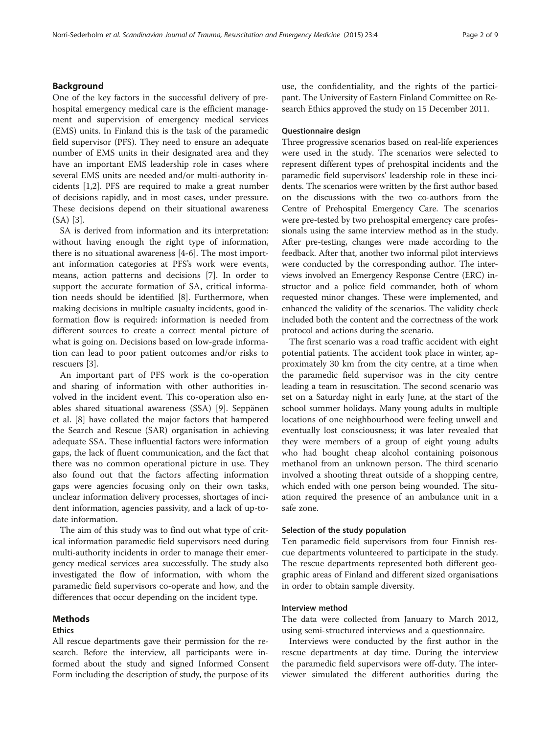## Background

One of the key factors in the successful delivery of prehospital emergency medical care is the efficient management and supervision of emergency medical services (EMS) units. In Finland this is the task of the paramedic field supervisor (PFS). They need to ensure an adequate number of EMS units in their designated area and they have an important EMS leadership role in cases where several EMS units are needed and/or multi-authority incidents [1,2]. PFS are required to make a great number of decisions rapidly, and in most cases, under pressure. These decisions depend on their situational awareness (SA) [3].

SA is derived from information and its interpretation: without having enough the right type of information, there is no situational awareness [4-6]. The most important information categories at PFS's work were events, means, action patterns and decisions [7]. In order to support the accurate formation of SA, critical information needs should be identified [8]. Furthermore, when making decisions in multiple casualty incidents, good information flow is required: information is needed from different sources to create a correct mental picture of what is going on. Decisions based on low-grade information can lead to poor patient outcomes and/or risks to rescuers [3].

An important part of PFS work is the co-operation and sharing of information with other authorities involved in the incident event. This co-operation also enables shared situational awareness (SSA) [9]. Seppänen et al. [8] have collated the major factors that hampered the Search and Rescue (SAR) organisation in achieving adequate SSA. These influential factors were information gaps, the lack of fluent communication, and the fact that there was no common operational picture in use. They also found out that the factors affecting information gaps were agencies focusing only on their own tasks, unclear information delivery processes, shortages of incident information, agencies passivity, and a lack of up-to-date information.

The aim of this study was to find out what type of critical information paramedic field supervisors need during multi-authority incidents in order to manage their emergency medical services area successfully. The study also investigated the flow of information, with whom the paramedic field supervisors co-operate and how, and the differences that occur depending on the incident type.

## Methods

### Ethics

All rescue departments gave their permission for the research. Before the interview, all participants were informed about the study and signed Informed Consent Form including the description of study, the purpose of its use, the confidentiality, and the rights of the participant. The University of Eastern Finland Committee on Research Ethics approved the study on 15 December 2011.

### Questionnaire design

Three progressive scenarios based on real-life experiences were used in the study. The scenarios were selected to represent different types of prehospital incidents and the paramedic field supervisors' leadership role in these incidents. The scenarios were written by the first author based on the discussions with the two co-authors from the Centre of Prehospital Emergency Care. The scenarios were pre-tested by two prehospital emergency care professionals using the same interview method as in the study. After pre-testing, changes were made according to the feedback. After that, another two informal pilot interviews were conducted by the corresponding author. The interviews involved an Emergency Response Centre (ERC) instructor and a police field commander, both of whom requested minor changes. These were implemented, and enhanced the validity of the scenarios. The validity check included both the content and the correctness of the work protocol and actions during the scenario.

The first scenario was a road traffic accident with eight potential patients. The accident took place in winter, approximately 30 km from the city centre, at a time when the paramedic field supervisor was in the city centre leading a team in resuscitation. The second scenario was set on a Saturday night in early June, at the start of the school summer holidays. Many young adults in multiple locations of one neighbourhood were feeling unwell and eventually lost consciousness; it was later revealed that they were members of a group of eight young adults who had bought cheap alcohol containing poisonous methanol from an unknown person. The third scenario involved a shooting threat outside of a shopping centre, which ended with one person being wounded. The situation required the presence of an ambulance unit in a safe zone.

### Selection of the study population

Ten paramedic field supervisors from four Finnish rescue departments volunteered to participate in the study. The rescue departments represented both different geographic areas of Finland and different sized organisations in order to obtain sample diversity.

### Interview method

The data were collected from January to March 2012, using semi-structured interviews and a questionnaire.

Interviews were conducted by the first author in the rescue departments at day time. During the interview the paramedic field supervisors were off-duty. The interviewer simulated the different authorities during the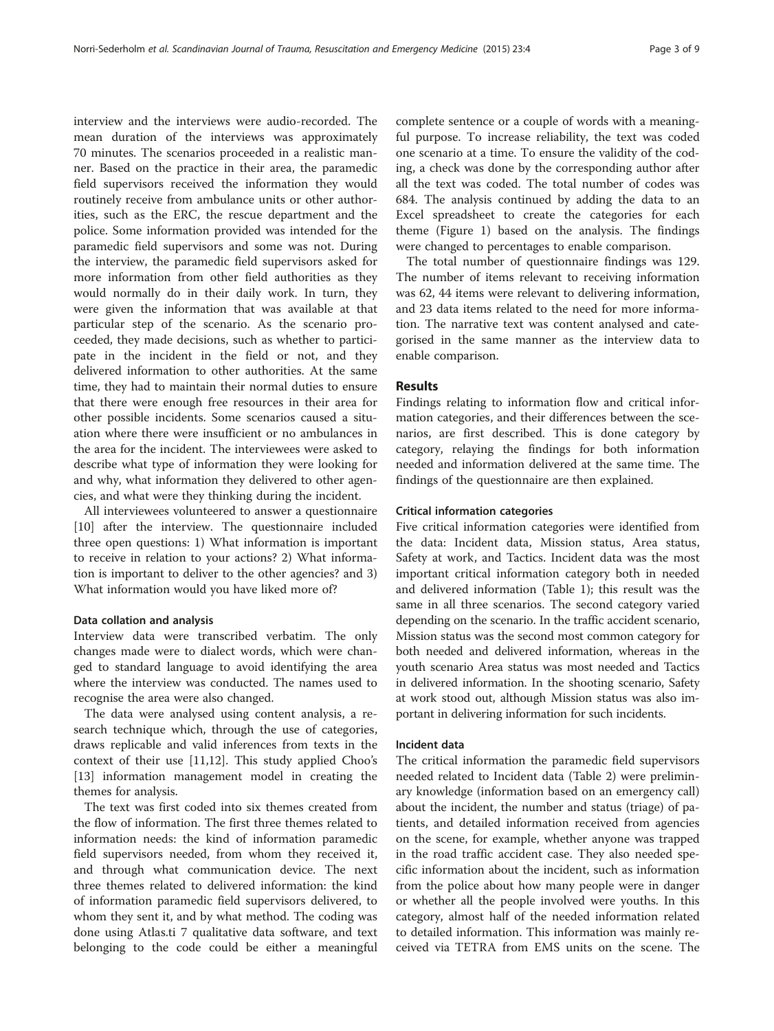interview and the interviews were audio-recorded. The mean duration of the interviews was approximately 70 minutes. The scenarios proceeded in a realistic manner. Based on the practice in their area, the paramedic field supervisors received the information they would routinely receive from ambulance units or other authorities, such as the ERC, the rescue department and the police. Some information provided was intended for the paramedic field supervisors and some was not. During the interview, the paramedic field supervisors asked for more information from other field authorities as they would normally do in their daily work. In turn, they were given the information that was available at that particular step of the scenario. As the scenario proceeded, they made decisions, such as whether to participate in the incident in the field or not, and they delivered information to other authorities. At the same time, they had to maintain their normal duties to ensure that there were enough free resources in their area for other possible incidents. Some scenarios caused a situation where there were insufficient or no ambulances in the area for the incident. The interviewees were asked to describe what type of information they were looking for and why, what information they delivered to other agencies, and what were they thinking during the incident.

All interviewees volunteered to answer a questionnaire [10] after the interview. The questionnaire included three open questions: 1) What information is important to receive in relation to your actions? 2) What information is important to deliver to the other agencies? and 3) What information would you have liked more of?

#### Data collation and analysis

Interview data were transcribed verbatim. The only changes made were to dialect words, which were changed to standard language to avoid identifying the area where the interview was conducted. The names used to recognise the area were also changed.

The data were analysed using content analysis, a research technique which, through the use of categories, draws replicable and valid inferences from texts in the context of their use [11,12]. This study applied Choo's [13] information management model in creating the themes for analysis.

The text was first coded into six themes created from the flow of information. The first three themes related to information needs: the kind of information paramedic field supervisors needed, from whom they received it, and through what communication device. The next three themes related to delivered information: the kind of information paramedic field supervisors delivered, to whom they sent it, and by what method. The coding was done using Atlas.ti 7 qualitative data software, and text belonging to the code could be either a meaningful complete sentence or a couple of words with a meaningful purpose. To increase reliability, the text was coded one scenario at a time. To ensure the validity of the coding, a check was done by the corresponding author after all the text was coded. The total number of codes was 684. The analysis continued by adding the data to an Excel spreadsheet to create the categories for each theme (Figure 1) based on the analysis. The findings were changed to percentages to enable comparison.

The total number of questionnaire findings was 129. The number of items relevant to receiving information was 62, 44 items were relevant to delivering information, and 23 data items related to the need for more information. The narrative text was content analysed and categorised in the same manner as the interview data to enable comparison.

## Results

Findings relating to information flow and critical information categories, and their differences between the scenarios, are first described. This is done category by category, relaying the findings for both information needed and information delivered at the same time. The findings of the questionnaire are then explained.

#### Critical information categories

Five critical information categories were identified from the data: Incident data, Mission status, Area status, Safety at work, and Tactics. Incident data was the most important critical information category both in needed and delivered information (Table 1); this result was the same in all three scenarios. The second category varied depending on the scenario. In the traffic accident scenario, Mission status was the second most common category for both needed and delivered information, whereas in the youth scenario Area status was most needed and Tactics in delivered information. In the shooting scenario, Safety at work stood out, although Mission status was also important in delivering information for such incidents.

#### Incident data

The critical information the paramedic field supervisors needed related to Incident data (Table 2) were preliminary knowledge (information based on an emergency call) about the incident, the number and status (triage) of patients, and detailed information received from agencies on the scene, for example, whether anyone was trapped in the road traffic accident case. They also needed specific information about the incident, such as information from the police about how many people were in danger or whether all the people involved were youths. In this category, almost half of the needed information related to detailed information. This information was mainly received via TETRA from EMS units on the scene. The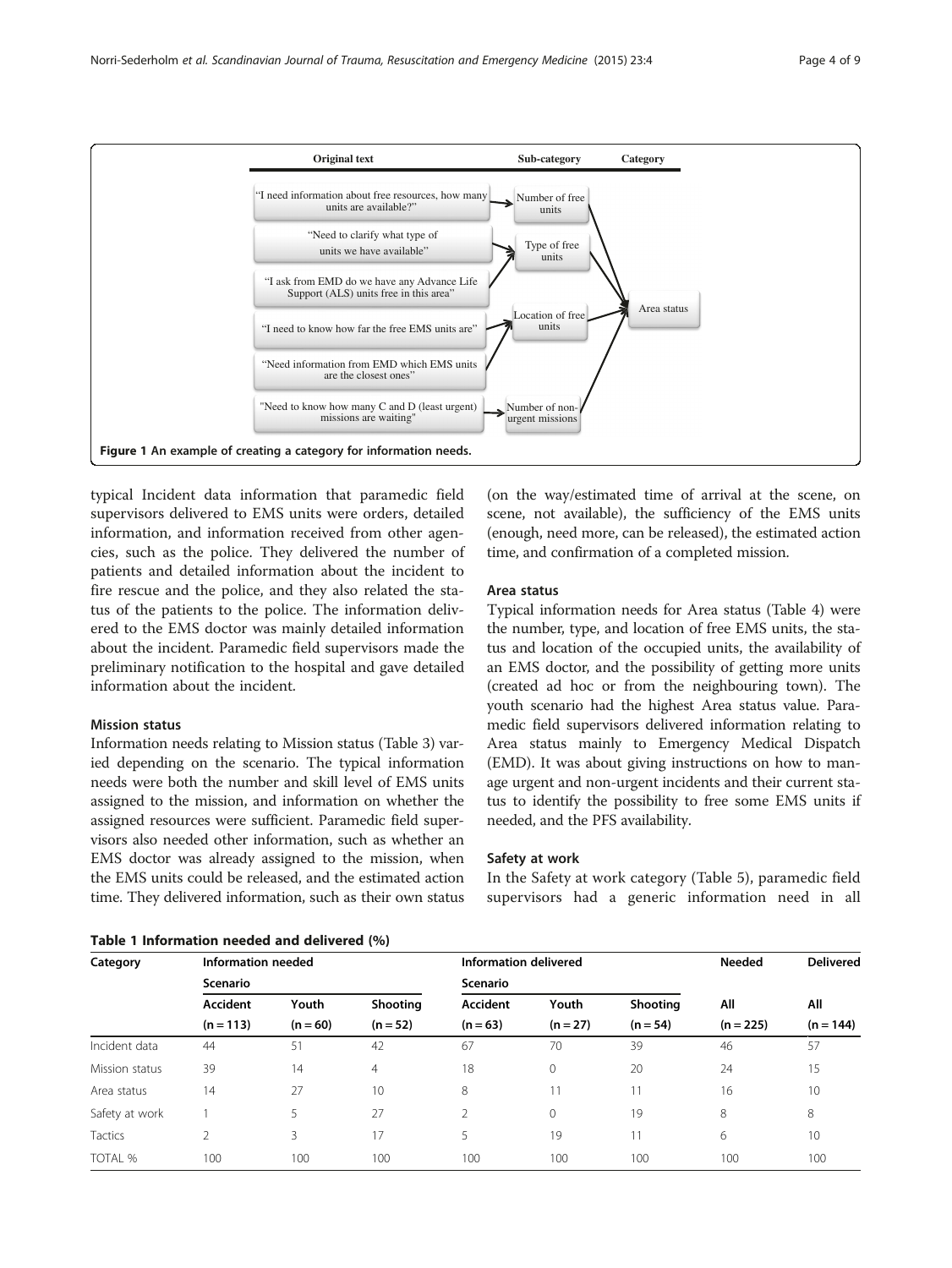Original text

Sub-category

Category

"I need information about free resources, how many units are available?"

"Need to clarify what type of units we have available"

"I ask from EMD do we have any Advance Life Support (ALS) units free in this area"

"I need to know how far the free EMS units are"

"Need information from EMD which EMS units are the closest ones"

"Need to know how many C and D (least urgent) missions are waiting"

Number of free units

Type of free units

Location of free units

Number of non-urgent missions

Area status

**Figure 1** An example of creating a category for information needs.

typical Incident data information that paramedic field supervisors delivered to EMS units were orders, detailed information, and information received from other agencies, such as the police. They delivered the number of patients and detailed information about the incident to fire rescue and the police, and they also related the status of the patients to the police. The information delivered to the EMS doctor was mainly detailed information about the incident. Paramedic field supervisors made the preliminary notification to the hospital and gave detailed information about the incident.

### Mission status

Information needs relating to Mission status (Table 3) varied depending on the scenario. The typical information needs were both the number and skill level of EMS units assigned to the mission, and information on whether the assigned resources were sufficient. Paramedic field supervisors also needed other information, such as whether an EMS doctor was already assigned to the mission, when the EMS units could be released, and the estimated action time. They delivered information, such as their own status (on the way/estimated time of arrival at the scene, on scene, not available), the sufficiency of the EMS units (enough, need more, can be released), the estimated action time, and confirmation of a completed mission.

### Area status

Typical information needs for Area status (Table 4) were the number, type, and location of free EMS units, the status and location of the occupied units, the availability of an EMS doctor, and the possibility of getting more units (created ad hoc or from the neighbouring town). The youth scenario had the highest Area status value. Paramedic field supervisors delivered information relating to Area status mainly to Emergency Medical Dispatch (EMD). It was about giving instructions on how to manage urgent and non-urgent incidents and their current status to identify the possibility to free some EMS units if needed, and the PFS availability.

### Safety at work

In the Safety at work category (Table 5), paramedic field supervisors had a generic information need in all

**Table 1 Information needed and delivered (%)**

| Category | Information needed | | | Information delivered | | | Needed | Delivered |
|---|---|---|---|---|---|---|---|---|
| | Scenario | | | Scenario | | | | |
| | Accident (n = 113) | Youth (n = 60) | Shooting (n = 52) | Accident (n = 63) | Youth (n = 27) | Shooting (n = 54) | All (n = 225) | All (n = 144) |
| Incident data | 44 | 51 | 42 | 67 | 70 | 39 | 46 | 57 |
| Mission status | 39 | 14 | 4 | 18 | 0 | 20 | 24 | 15 |
| Area status | 14 | 27 | 10 | 8 | 11 | 11 | 16 | 10 |
| Safety at work | 1 | 5 | 27 | 2 | 0 | 19 | 8 | 8 |
| Tactics | 2 | 3 | 17 | 5 | 19 | 11 | 6 | 10 |
| TOTAL % | 100 | 100 | 100 | 100 | 100 | 100 | 100 | 100 |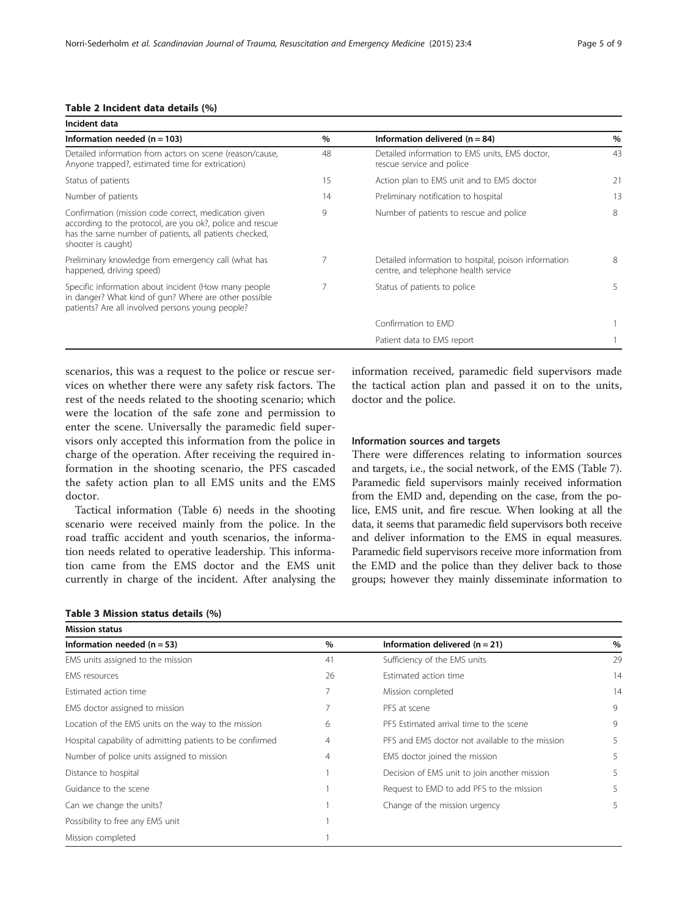**Table 2 Incident data details (%)**

| Incident data | | | |
|---|---|---|---|
| **Information needed (n = 103)** | **%** | **Information delivered (n = 84)** | **%** |
| Detailed information from actors on scene (reason/cause, Anyone trapped?, estimated time for extrication) | 48 | Detailed information to EMS units, EMS doctor, rescue service and police | 43 |
| Status of patients | 15 | Action plan to EMS unit and to EMS doctor | 21 |
| Number of patients | 14 | Preliminary notification to hospital | 13 |
| Confirmation (mission code correct, medication given according to the protocol, are you ok?, police and rescue has the same number of patients, all patients checked, shooter is caught) | 9 | Number of patients to rescue and police | 8 |
| Preliminary knowledge from emergency call (what has happened, driving speed) | 7 | Detailed information to hospital, poison information centre, and telephone health service | 8 |
| Specific information about incident (How many people in danger? What kind of gun? Where are other possible patients? Are all involved persons young people? | 7 | Status of patients to police | 5 |
| | | Confirmation to EMD | 1 |
| | | Patient data to EMS report | 1 |

scenarios, this was a request to the police or rescue services on whether there were any safety risk factors. The rest of the needs related to the shooting scenario; which were the location of the safe zone and permission to enter the scene. Universally the paramedic field supervisors only accepted this information from the police in charge of the operation. After receiving the required information in the shooting scenario, the PFS cascaded the safety action plan to all EMS units and the EMS doctor.

Tactical information (Table 6) needs in the shooting scenario were received mainly from the police. In the road traffic accident and youth scenarios, the information needs related to operative leadership. This information came from the EMS doctor and the EMS unit currently in charge of the incident. After analysing the information received, paramedic field supervisors made the tactical action plan and passed it on to the units, doctor and the police.

#### Information sources and targets

There were differences relating to information sources and targets, i.e., the social network, of the EMS (Table 7). Paramedic field supervisors mainly received information from the EMD and, depending on the case, from the police, EMS unit, and fire rescue. When looking at all the data, it seems that paramedic field supervisors both receive and deliver information to the EMS in equal measures. Paramedic field supervisors receive more information from the EMD and the police than they deliver back to those groups; however they mainly disseminate information to

**Table 3 Mission status details (%)**

| Mission status | | | |
|---|---|---|---|
| **Information needed (n = 53)** | **%** | **Information delivered (n = 21)** | **%** |
| EMS units assigned to the mission | 41 | Sufficiency of the EMS units | 29 |
| EMS resources | 26 | Estimated action time | 14 |
| Estimated action time | 7 | Mission completed | 14 |
| EMS doctor assigned to mission | 7 | PFS at scene | 9 |
| Location of the EMS units on the way to the mission | 6 | PFS Estimated arrival time to the scene | 9 |
| Hospital capability of admitting patients to be confirmed | 4 | PFS and EMS doctor not available to the mission | 5 |
| Number of police units assigned to mission | 4 | EMS doctor joined the mission | 5 |
| Distance to hospital | 1 | Decision of EMS unit to join another mission | 5 |
| Guidance to the scene | 1 | Request to EMD to add PFS to the mission | 5 |
| Can we change the units? | 1 | Change of the mission urgency | 5 |
| Possibility to free any EMS unit | 1 | | |
| Mission completed | 1 | | |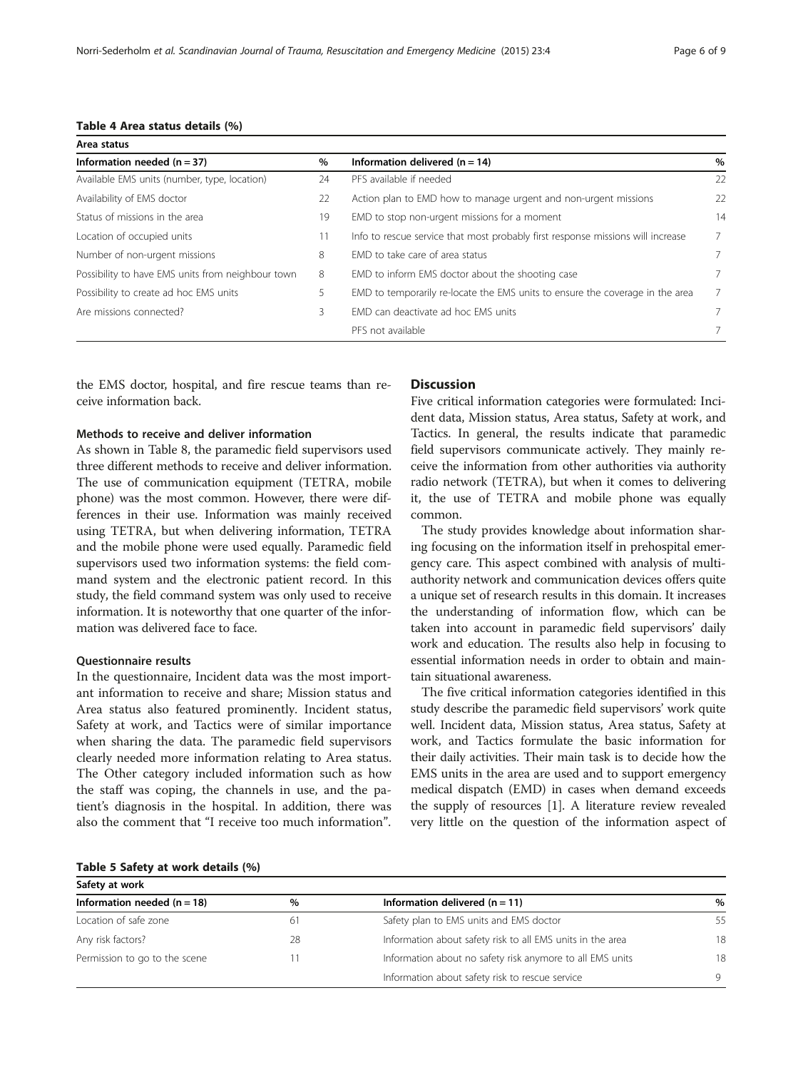**Table 4 Area status details (%)**

| Area status | | | |
|---|---|---|---|
| **Information needed (n = 37)** | **%** | **Information delivered (n = 14)** | **%** |
| Available EMS units (number, type, location) | 24 | PFS available if needed | 22 |
| Availability of EMS doctor | 22 | Action plan to EMD how to manage urgent and non-urgent missions | 22 |
| Status of missions in the area | 19 | EMD to stop non-urgent missions for a moment | 14 |
| Location of occupied units | 11 | Info to rescue service that most probably first response missions will increase | 7 |
| Number of non-urgent missions | 8 | EMD to take care of area status | 7 |
| Possibility to have EMS units from neighbour town | 8 | EMD to inform EMS doctor about the shooting case | 7 |
| Possibility to create ad hoc EMS units | 5 | EMD to temporarily re-locate the EMS units to ensure the coverage in the area | 7 |
| Are missions connected? | 3 | EMD can deactivate ad hoc EMS units | 7 |
| | | PFS not available | 7 |

the EMS doctor, hospital, and fire rescue teams than receive information back.

### Methods to receive and deliver information

As shown in Table 8, the paramedic field supervisors used three different methods to receive and deliver information. The use of communication equipment (TETRA, mobile phone) was the most common. However, there were differences in their use. Information was mainly received using TETRA, but when delivering information, TETRA and the mobile phone were used equally. Paramedic field supervisors used two information systems: the field command system and the electronic patient record. In this study, the field command system was only used to receive information. It is noteworthy that one quarter of the information was delivered face to face.

### Questionnaire results

In the questionnaire, Incident data was the most important information to receive and share; Mission status and Area status also featured prominently. Incident status, Safety at work, and Tactics were of similar importance when sharing the data. The paramedic field supervisors clearly needed more information relating to Area status. The Other category included information such as how the staff was coping, the channels in use, and the patient's diagnosis in the hospital. In addition, there was also the comment that "I receive too much information".

## Discussion

Five critical information categories were formulated: Incident data, Mission status, Area status, Safety at work, and Tactics. In general, the results indicate that paramedic field supervisors communicate actively. They mainly receive the information from other authorities via authority radio network (TETRA), but when it comes to delivering it, the use of TETRA and mobile phone was equally common.

The study provides knowledge about information sharing focusing on the information itself in prehospital emergency care. This aspect combined with analysis of multi-authority network and communication devices offers quite a unique set of research results in this domain. It increases the understanding of information flow, which can be taken into account in paramedic field supervisors' daily work and education. The results also help in focusing to essential information needs in order to obtain and maintain situational awareness.

The five critical information categories identified in this study describe the paramedic field supervisors' work quite well. Incident data, Mission status, Area status, Safety at work, and Tactics formulate the basic information for their daily activities. Their main task is to decide how the EMS units in the area are used and to support emergency medical dispatch (EMD) in cases when demand exceeds the supply of resources [1]. A literature review revealed very little on the question of the information aspect of

**Table 5 Safety at work details (%)**

| Safety at work | | | |
|---|---|---|---|
| **Information needed (n = 18)** | **%** | **Information delivered (n = 11)** | **%** |
| Location of safe zone | 61 | Safety plan to EMS units and EMS doctor | 55 |
| Any risk factors? | 28 | Information about safety risk to all EMS units in the area | 18 |
| Permission to go to the scene | 11 | Information about no safety risk anymore to all EMS units | 18 |
| | | Information about safety risk to rescue service | 9 |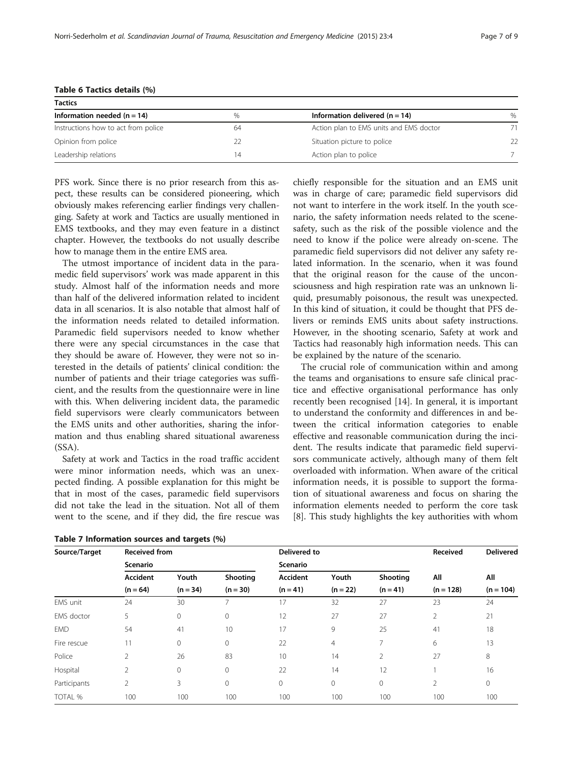**Table 6 Tactics details (%)**

| Tactics | | | |
|---|---|---|---|
| Information needed (n = 14) | % | Information delivered (n = 14) | % |
| Instructions how to act from police | 64 | Action plan to EMS units and EMS doctor | 71 |
| Opinion from police | 22 | Situation picture to police | 22 |
| Leadership relations | 14 | Action plan to police | 7 |

PFS work. Since there is no prior research from this aspect, these results can be considered pioneering, which obviously makes referencing earlier findings very challenging. Safety at work and Tactics are usually mentioned in EMS textbooks, and they may even feature in a distinct chapter. However, the textbooks do not usually describe how to manage them in the entire EMS area.

The utmost importance of incident data in the paramedic field supervisors' work was made apparent in this study. Almost half of the information needs and more than half of the delivered information related to incident data in all scenarios. It is also notable that almost half of the information needs related to detailed information. Paramedic field supervisors needed to know whether there were any special circumstances in the case that they should be aware of. However, they were not so interested in the details of patients' clinical condition: the number of patients and their triage categories was sufficient, and the results from the questionnaire were in line with this. When delivering incident data, the paramedic field supervisors were clearly communicators between the EMS units and other authorities, sharing the information and thus enabling shared situational awareness (SSA).

Safety at work and Tactics in the road traffic accident were minor information needs, which was an unexpected finding. A possible explanation for this might be that in most of the cases, paramedic field supervisors did not take the lead in the situation. Not all of them went to the scene, and if they did, the fire rescue was chiefly responsible for the situation and an EMS unit was in charge of care; paramedic field supervisors did not want to interfere in the work itself. In the youth scenario, the safety information needs related to the scene-safety, such as the risk of the possible violence and the need to know if the police were already on-scene. The paramedic field supervisors did not deliver any safety related information. In the scenario, when it was found that the original reason for the cause of the unconsciousness and high respiration rate was an unknown liquid, presumably poisonous, the result was unexpected. In this kind of situation, it could be thought that PFS delivers or reminds EMS units about safety instructions. However, in the shooting scenario, Safety at work and Tactics had reasonably high information needs. This can be explained by the nature of the scenario.

The crucial role of communication within and among the teams and organisations to ensure safe clinical practice and effective organisational performance has only recently been recognised [14]. In general, it is important to understand the conformity and differences in and between the critical information categories to enable effective and reasonable communication during the incident. The results indicate that paramedic field supervisors communicate actively, although many of them felt overloaded with information. When aware of the critical information needs, it is possible to support the formation of situational awareness and focus on sharing the information elements needed to perform the core task [8]. This study highlights the key authorities with whom

**Table 7 Information sources and targets (%)**

| Source/Target | Received from | | | Delivered to | | | Received | Delivered |
|---|---|---|---|---|---|---|---|---|
| | Scenario | | | Scenario | | | | |
| | Accident (n = 64) | Youth (n = 34) | Shooting (n = 30) | Accident (n = 41) | Youth (n = 22) | Shooting (n = 41) | All (n = 128) | All (n = 104) |
| EMS unit | 24 | 30 | 7 | 17 | 32 | 27 | 23 | 24 |
| EMS doctor | 5 | 0 | 0 | 12 | 27 | 27 | 2 | 21 |
| EMD | 54 | 41 | 10 | 17 | 9 | 25 | 41 | 18 |
| Fire rescue | 11 | 0 | 0 | 22 | 4 | 7 | 6 | 13 |
| Police | 2 | 26 | 83 | 10 | 14 | 2 | 27 | 8 |
| Hospital | 2 | 0 | 0 | 22 | 14 | 12 | 1 | 16 |
| Participants | 2 | 3 | 0 | 0 | 0 | 0 | 2 | 0 |
| TOTAL % | 100 | 100 | 100 | 100 | 100 | 100 | 100 | 100 |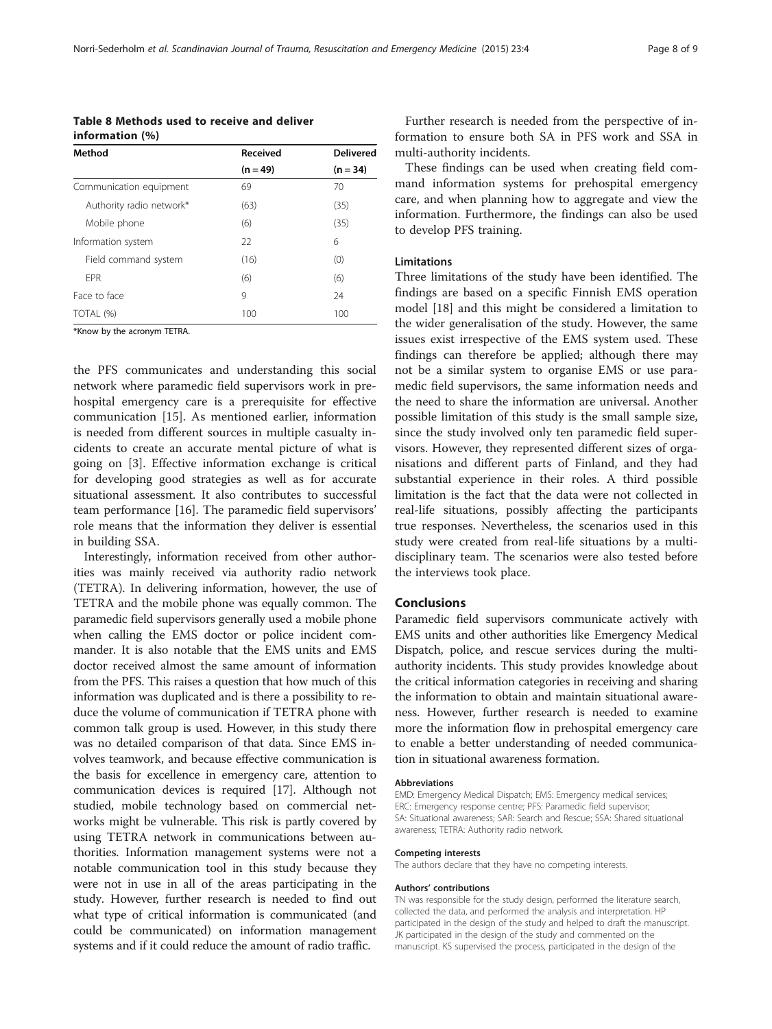**Table 8 Methods used to receive and deliver information (%)**

| Method | Received | Delivered |
|---|---|---|
| | (n = 49) | (n = 34) |
| Communication equipment | 69 | 70 |
| Authority radio network* | (63) | (35) |
| Mobile phone | (6) | (35) |
| Information system | 22 | 6 |
| Field command system | (16) | (0) |
| EPR | (6) | (6) |
| Face to face | 9 | 24 |
| TOTAL (%) | 100 | 100 |

*Know by the acronym TETRA.

the PFS communicates and understanding this social network where paramedic field supervisors work in prehospital emergency care is a prerequisite for effective communication [15]. As mentioned earlier, information is needed from different sources in multiple casualty incidents to create an accurate mental picture of what is going on [3]. Effective information exchange is critical for developing good strategies as well as for accurate situational assessment. It also contributes to successful team performance [16]. The paramedic field supervisors' role means that the information they deliver is essential in building SSA.

Interestingly, information received from other authorities was mainly received via authority radio network (TETRA). In delivering information, however, the use of TETRA and the mobile phone was equally common. The paramedic field supervisors generally used a mobile phone when calling the EMS doctor or police incident commander. It is also notable that the EMS units and EMS doctor received almost the same amount of information from the PFS. This raises a question that how much of this information was duplicated and is there a possibility to reduce the volume of communication if TETRA phone with common talk group is used. However, in this study there was no detailed comparison of that data. Since EMS involves teamwork, and because effective communication is the basis for excellence in emergency care, attention to communication devices is required [17]. Although not studied, mobile technology based on commercial networks might be vulnerable. This risk is partly covered by using TETRA network in communications between authorities. Information management systems were not a notable communication tool in this study because they were not in use in all of the areas participating in the study. However, further research is needed to find out what type of critical information is communicated (and could be communicated) on information management systems and if it could reduce the amount of radio traffic.

Further research is needed from the perspective of information to ensure both SA in PFS work and SSA in multi-authority incidents.

These findings can be used when creating field command information systems for prehospital emergency care, and when planning how to aggregate and view the information. Furthermore, the findings can also be used to develop PFS training.

### Limitations

Three limitations of the study have been identified. The findings are based on a specific Finnish EMS operation model [18] and this might be considered a limitation to the wider generalisation of the study. However, the same issues exist irrespective of the EMS system used. These findings can therefore be applied; although there may not be a similar system to organise EMS or use paramedic field supervisors, the same information needs and the need to share the information are universal. Another possible limitation of this study is the small sample size, since the study involved only ten paramedic field supervisors. However, they represented different sizes of organisations and different parts of Finland, and they had substantial experience in their roles. A third possible limitation is the fact that the data were not collected in real-life situations, possibly affecting the participants true responses. Nevertheless, the scenarios used in this study were created from real-life situations by a multidisciplinary team. The scenarios were also tested before the interviews took place.

## Conclusions

Paramedic field supervisors communicate actively with EMS units and other authorities like Emergency Medical Dispatch, police, and rescue services during the multi-authority incidents. This study provides knowledge about the critical information categories in receiving and sharing the information to obtain and maintain situational awareness. However, further research is needed to examine more the information flow in prehospital emergency care to enable a better understanding of needed communication in situational awareness formation.

#### Abbreviations

EMD: Emergency Medical Dispatch; EMS: Emergency medical services; ERC: Emergency response centre; PFS: Paramedic field supervisor; SA: Situational awareness; SAR: Search and Rescue; SSA: Shared situational awareness; TETRA: Authority radio network.

#### Competing interests

The authors declare that they have no competing interests.

#### Authors' contributions

TN was responsible for the study design, performed the literature search, collected the data, and performed the analysis and interpretation. HP participated in the design of the study and helped to draft the manuscript. JK participated in the design of the study and commented on the manuscript. KS supervised the process, participated in the design of the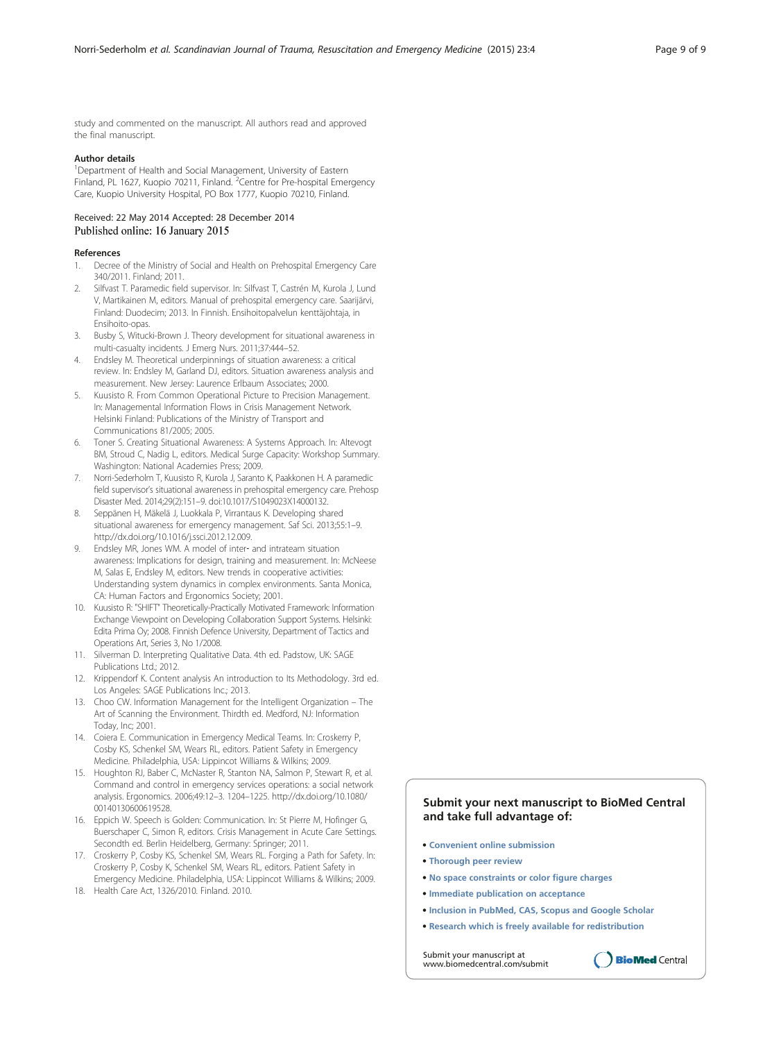study and commented on the manuscript. All authors read and approved the final manuscript.

#### Author details

[1]Department of Health and Social Management, University of Eastern Finland, PL 1627, Kuopio 70211, Finland. [2]Centre for Pre-hospital Emergency Care, Kuopio University Hospital, PO Box 1777, Kuopio 70210, Finland.

Received: 22 May 2014 Accepted: 28 December 2014
Published online: 16 January 2015

#### References

1. Decree of the Ministry of Social and Health on Prehospital Emergency Care 340/2011. Finland; 2011.
2. Silfvast T. Paramedic field supervisor. In: Silfvast T, Castrén M, Kurola J, Lund V, Martikainen M, editors. Manual of prehospital emergency care. Saarijärvi, Finland: Duodecim; 2013. In Finnish. Ensihoitopalvelun kenttäjohtaja, in Ensihoito-opas.
3. Busby S, Witucki-Brown J. Theory development for situational awareness in multi-casualty incidents. J Emerg Nurs. 2011;37:444–52.
4. Endsley M. Theoretical underpinnings of situation awareness: a critical review. In: Endsley M, Garland DJ, editors. Situation awareness analysis and measurement. New Jersey: Laurence Erlbaum Associates; 2000.
5. Kuusisto R. From Common Operational Picture to Precision Management. In: Managemental Information Flows in Crisis Management Network. Helsinki Finland: Publications of the Ministry of Transport and Communications 81/2005; 2005.
6. Toner S. Creating Situational Awareness: A Systems Approach. In: Altevogt BM, Stroud C, Nadig L, editors. Medical Surge Capacity: Workshop Summary. Washington: National Academies Press; 2009.
7. Norri-Sederholm T, Kuusisto R, Kurola J, Saranto K, Paakkonen H. A paramedic field supervisor's situational awareness in prehospital emergency care. Prehosp Disaster Med. 2014;29(2):151–9. doi:10.1017/S1049023X14000132.
8. Seppänen H, Mäkelä J, Luokkala P, Virrantaus K. Developing shared situational awareness for emergency management. Saf Sci. 2013;55:1–9. http://dx.doi.org/10.1016/j.ssci.2012.12.009.
9. Endsley MR, Jones WM. A model of inter- and intrateam situation awareness: Implications for design, training and measurement. In: McNeese M, Salas E, Endsley M, editors. New trends in cooperative activities: Understanding system dynamics in complex environments. Santa Monica, CA: Human Factors and Ergonomics Society; 2001.
10. Kuusisto R: "SHIFT" Theoretically-Practically Motivated Framework: Information Exchange Viewpoint on Developing Collaboration Support Systems. Helsinki: Edita Prima Oy; 2008. Finnish Defence University, Department of Tactics and Operations Art, Series 3, No 1/2008.
11. Silverman D. Interpreting Qualitative Data. 4th ed. Padstow, UK: SAGE Publications Ltd.; 2012.
12. Krippendorf K. Content analysis An introduction to Its Methodology. 3rd ed. Los Angeles: SAGE Publications Inc.; 2013.
13. Choo CW. Information Management for the Intelligent Organization – The Art of Scanning the Environment. Thirdth ed. Medford, NJ: Information Today, Inc; 2001.
14. Coiera E. Communication in Emergency Medical Teams. In: Croskerry P, Cosby KS, Schenkel SM, Wears RL, editors. Patient Safety in Emergency Medicine. Philadelphia, USA: Lippincot Williams & Wilkins; 2009.
15. Houghton RJ, Baber C, McNaster R, Stanton NA, Salmon P, Stewart R, et al. Command and control in emergency services operations: a social network analysis. Ergonomics. 2006;49:12–3. 1204–1225. http://dx.doi.org/10.1080/00140130600619528.
16. Eppich W. Speech is Golden: Communication. In: St Pierre M, Hofinger G, Buerschaper C, Simon R, editors. Crisis Management in Acute Care Settings. Secondth ed. Berlin Heidelberg, Germany: Springer; 2011.
17. Croskerry P, Cosby KS, Schenkel SM, Wears RL. Forging a Path for Safety. In: Croskerry P, Cosby K, Schenkel SM, Wears RL, editors. Patient Safety in Emergency Medicine. Philadelphia, USA: Lippincot Williams & Wilkins; 2009.
18. Health Care Act, 1326/2010. Finland. 2010.

**Submit your next manuscript to BioMed Central and take full advantage of:**

- **Convenient online submission**
- **Thorough peer review**
- **No space constraints or color figure charges**
- **Immediate publication on acceptance**
- **Inclusion in PubMed, CAS, Scopus and Google Scholar**
- **Research which is freely available for redistribution**

Submit your manuscript at
www.biomedcentral.com/submit

BioMed Central